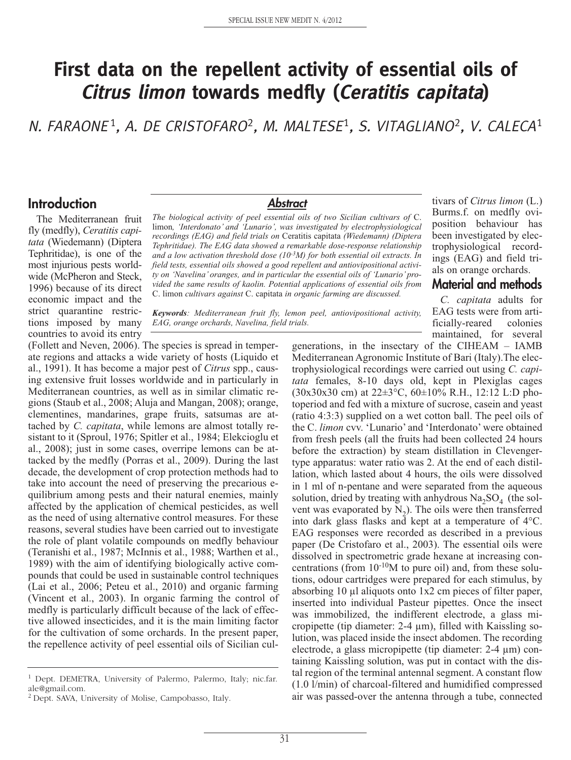# First data on the repellent activity of essential oils of *Citrus limon* towards medfly (*Ceratitis capitata*)

N. FARAONE[1], A. DE CRISTOFARO[2], M. MALTESE[1], S. VITAGLIANO[2], V. CALECA[1]

## Abstract

*The biological activity of peel essential oils of two Sicilian cultivars of* C. limon*, 'Interdonato' and 'Lunario', was investigated by electrophysiological recordings (EAG) and field trials on* Ceratitis capitata *(Wiedemann) (Diptera Tephritidae). The EAG data showed a remarkable dose-response relationship and a low activation threshold dose ($10^{-3}$M) for both essential oil extracts. In field tests, essential oils showed a good repellent and antiovipositional activity on 'Navelina' oranges, and in particular the essential oils of 'Lunario' provided the same results of kaolin. Potential applications of essential oils from* C. limon *cultivars against* C. capitata *in organic farming are discussed.*

***Keywords****: Mediterranean fruit fly, lemon peel, antiovipositional activity, EAG, orange orchards, Navelina, field trials.*

## Introduction

The Mediterranean fruit fly (medfly), *Ceratitis capitata* (Wiedemann) (Diptera Tephritidae), is one of the most injurious pests worldwide (McPheron and Steck, 1996) because of its direct economic impact and the strict quarantine restrictions imposed by many countries to avoid its entry (Follett and Neven, 2006). The species is spread in temperate regions and attacks a wide variety of hosts (Liquido et al., 1991). It has become a major pest of *Citrus* spp., causing extensive fruit losses worldwide and in particularly in Mediterranean countries, as well as in similar climatic regions (Staub et al., 2008; Aluja and Mangan, 2008); orange, clementines, mandarines, grape fruits, satsumas are attached by *C. capitata*, while lemons are almost totally resistant to it (Sproul, 1976; Spitler et al., 1984; Elekcioglu et al., 2008); just in some cases, overripe lemons can be attacked by the medfly (Porras et al., 2009). During the last decade, the development of crop protection methods had to take into account the need of preserving the precarious equilibrium among pests and their natural enemies, mainly affected by the application of chemical pesticides, as well as the need of using alternative control measures. For these reasons, several studies have been carried out to investigate the role of plant volatile compounds on medfly behaviour (Teranishi et al., 1987; McInnis et al., 1988; Warthen et al., 1989) with the aim of identifying biologically active compounds that could be used in sustainable control techniques (Lai et al., 2006; Peteu et al., 2010) and organic farming (Vincent et al., 2003). In organic farming the control of medfly is particularly difficult because of the lack of effective allowed insecticides, and it is the main limiting factor for the cultivation of some orchards. In the present paper, the repellence activity of peel essential oils of Sicilian cultivars of *Citrus limon* (L.) Burms.f. on medfly oviposition behaviour has been investigated by electrophysiological recordings (EAG) and field trials on orange orchards.

## Material and methods

*C. capitata* adults for EAG tests were from artificially-reared colonies maintained, for several generations, in the insectary of the CIHEAM – IAMB Mediterranean Agronomic Institute of Bari (Italy). The electrophysiological recordings were carried out using *C. capitata* females, 8-10 days old, kept in Plexiglas cages (30x30x30 cm) at 22±3°C, 60±10% R.H., 12:12 L:D photoperiod and fed with a mixture of sucrose, casein and yeast (ratio 4:3:3) supplied on a wet cotton ball. The peel oils of the C. *limon* cvv. 'Lunario' and 'Interdonato' were obtained from fresh peels (all the fruits had been collected 24 hours before the extraction) by steam distillation in Clevenger-type apparatus: water ratio was 2. At the end of each distillation, which lasted about 4 hours, the oils were dissolved in 1 ml of n-pentane and were separated from the aqueous solution, dried by treating with anhydrous $Na_2SO_4$ (the solvent was evaporated by $N_2$). The oils were then transferred into dark glass flasks and kept at a temperature of 4°C. EAG responses were recorded as described in a previous paper (De Cristofaro et al., 2003). The essential oils were dissolved in spectrometric grade hexane at increasing concentrations (from $10^{-10}$M to pure oil) and, from these solutions, odour cartridges were prepared for each stimulus, by absorbing 10 µl aliquots onto 1x2 cm pieces of filter paper, inserted into individual Pasteur pipettes. Once the insect was immobilized, the indifferent electrode, a glass micropipette (tip diameter: 2-4 µm), filled with Kaissling solution, was placed inside the insect abdomen. The recording electrode, a glass micropipette (tip diameter: 2-4 µm) containing Kaissling solution, was put in contact with the distal region of the terminal antennal segment. A constant flow (1.0 l/min) of charcoal-filtered and humidified compressed air was passed-over the antenna through a tube, connected

---

[1] Dept. DEMETRA, University of Palermo, Palermo, Italy; nic.far.ale@gmail.com.

[2] Dept. SAVA, University of Molise, Campobasso, Italy.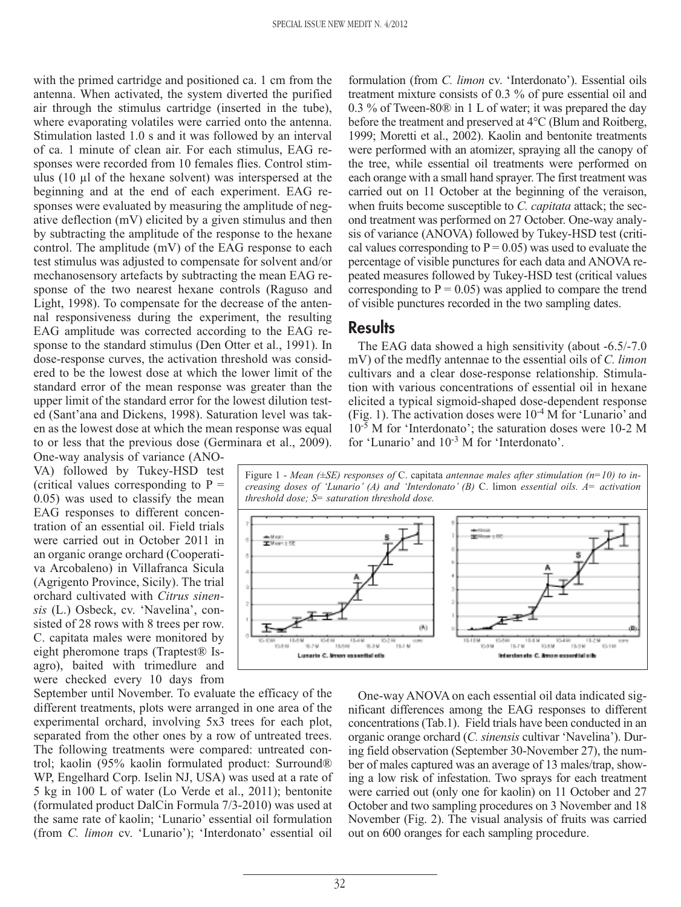with the primed cartridge and positioned ca. 1 cm from the antenna. When activated, the system diverted the purified air through the stimulus cartridge (inserted in the tube), where evaporating volatiles were carried onto the antenna. Stimulation lasted 1.0 s and it was followed by an interval of ca. 1 minute of clean air. For each stimulus, EAG responses were recorded from 10 females flies. Control stimulus (10 µl of the hexane solvent) was interspersed at the beginning and at the end of each experiment. EAG responses were evaluated by measuring the amplitude of negative deflection (mV) elicited by a given stimulus and then by subtracting the amplitude of the response to the hexane control. The amplitude (mV) of the EAG response to each test stimulus was adjusted to compensate for solvent and/or mechanosensory artefacts by subtracting the mean EAG response of the two nearest hexane controls (Raguso and Light, 1998). To compensate for the decrease of the antennal responsiveness during the experiment, the resulting EAG amplitude was corrected according to the EAG response to the standard stimulus (Den Otter et al., 1991). In dose-response curves, the activation threshold was considered to be the lowest dose at which the lower limit of the standard error of the mean response was greater than the upper limit of the standard error for the lowest dilution tested (Sant'ana and Dickens, 1998). Saturation level was taken as the lowest dose at which the mean response was equal to or less that the previous dose (Germinara et al., 2009).

One-way analysis of variance (ANOVA) followed by Tukey-HSD test (critical values corresponding to P = 0.05) was used to classify the mean EAG responses to different concentration of an essential oil. Field trials were carried out in October 2011 in an organic orange orchard (Cooperativa Arcobaleno) in Villafranca Sicula (Agrigento Province, Sicily). The trial orchard cultivated with *Citrus sinensis* (L.) Osbeck, cv. 'Navelina', consisted of 28 rows with 8 trees per row. C. capitata males were monitored by eight pheromone traps (Traptest® Isagro), baited with trimedlure and were checked every 10 days from September until November. To evaluate the efficacy of the different treatments, plots were arranged in one area of the experimental orchard, involving 5x3 trees for each plot, separated from the other ones by a row of untreated trees. The following treatments were compared: untreated control; kaolin (95% kaolin formulated product: Surround® WP, Engelhard Corp. Iselin NJ, USA) was used at a rate of 5 kg in 100 L of water (Lo Verde et al., 2011); bentonite (formulated product DalCin Formula 7/3-2010) was used at the same rate of kaolin; 'Lunario' essential oil formulation (from *C. limon* cv. 'Lunario'); 'Interdonato' essential oil formulation (from *C. limon* cv. 'Interdonato'). Essential oils treatment mixture consists of 0.3 % of pure essential oil and 0.3 % of Tween-80® in 1 L of water; it was prepared the day before the treatment and preserved at 4°C (Blum and Roitberg, 1999; Moretti et al., 2002). Kaolin and bentonite treatments were performed with an atomizer, spraying all the canopy of the tree, while essential oil treatments were performed on each orange with a small hand sprayer. The first treatment was carried out on 11 October at the beginning of the veraison, when fruits become susceptible to *C. capitata* attack; the second treatment was performed on 27 October. One-way analysis of variance (ANOVA) followed by Tukey-HSD test (critical values corresponding to P = 0.05) was used to evaluate the percentage of visible punctures for each data and ANOVA repeated measures followed by Tukey-HSD test (critical values corresponding to P = 0.05) was applied to compare the trend of visible punctures recorded in the two sampling dates.

## Results

The EAG data showed a high sensitivity (about -6.5/-7.0 mV) of the medfly antennae to the essential oils of *C. limon* cultivars and a clear dose-response relationship. Stimulation with various concentrations of essential oil in hexane elicited a typical sigmoid-shaped dose-dependent response (Fig. 1). The activation doses were $10^{-4}$ M for 'Lunario' and $10^{-5}$ M for 'Interdonato'; the saturation doses were 10-2 M for 'Lunario' and $10^{-3}$ M for 'Interdonato'.

Figure 1 - *Mean (±SE) responses of* C. capitata *antennae males after stimulation (n=10) to increasing doses of 'Lunario' (A) and 'Interdonato' (B)* C. limon *essential oils. A= activation threshold dose; S= saturation threshold dose.*

One-way ANOVA on each essential oil data indicated significant differences among the EAG responses to different concentrations (Tab.1). Field trials have been conducted in an organic orange orchard (*C. sinensis* cultivar 'Navelina'). During field observation (September 30-November 27), the number of males captured was an average of 13 males/trap, showing a low risk of infestation. Two sprays for each treatment were carried out (only one for kaolin) on 11 October and 27 October and two sampling procedures on 3 November and 18 November (Fig. 2). The visual analysis of fruits was carried out on 600 oranges for each sampling procedure.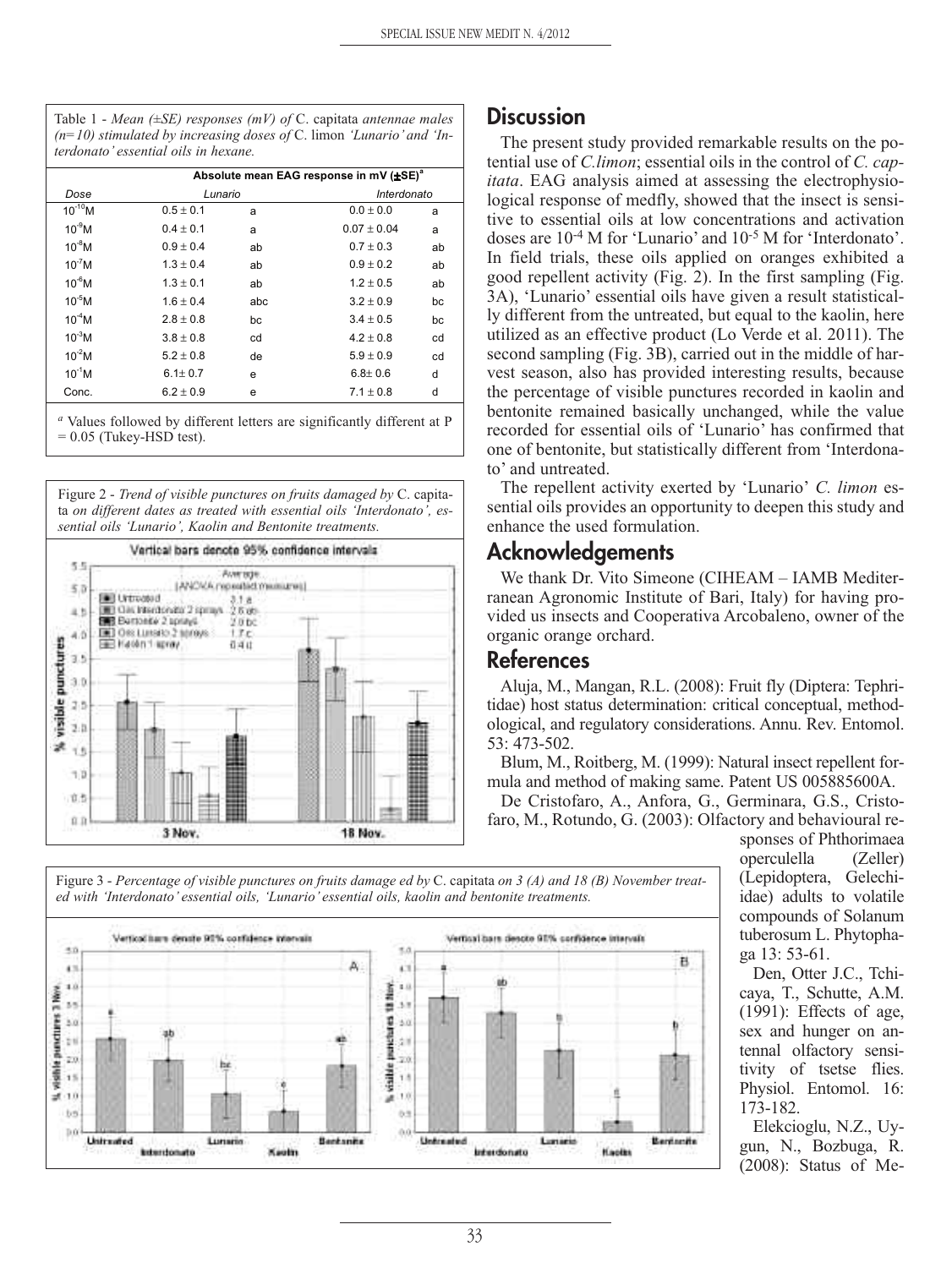Table 1 - *Mean (±SE) responses (mV) of* C. capitata *antennae males (n=10) stimulated by increasing doses of* C. limon *'Lunario' and 'Interdonato' essential oils in hexane.*

| | Absolute mean EAG response in mV (±SE)[a] | | | |
|---|---|---|---|---|
| Dose | Lunario | | Interdonato | |
| $10^{-10}$M | 0.5 ± 0.1 | a | 0.0 ± 0.0 | a |
| $10^{-9}$M | 0.4 ± 0.1 | a | 0.07 ± 0.04 | a |
| $10^{-8}$M | 0.9 ± 0.4 | ab | 0.7 ± 0.3 | ab |
| $10^{-7}$M | 1.3 ± 0.4 | ab | 0.9 ± 0.2 | ab |
| $10^{-6}$M | 1.3 ± 0.1 | ab | 1.2 ± 0.5 | ab |
| $10^{-5}$M | 1.6 ± 0.4 | abc | 3.2 ± 0.9 | bc |
| $10^{-4}$M | 2.8 ± 0.8 | bc | 3.4 ± 0.5 | bc |
| $10^{-3}$M | 3.8 ± 0.8 | cd | 4.2 ± 0.8 | cd |
| $10^{-2}$M | 5.2 ± 0.8 | de | 5.9 ± 0.9 | cd |
| $10^{-1}$M | 6.1± 0.7 | e | 6.8± 0.6 | d |
| Conc. | 6.2 ± 0.9 | e | 7.1 ± 0.8 | d |

[a] Values followed by different letters are significantly different at P = 0.05 (Tukey-HSD test).

Figure 2 - *Trend of visible punctures on fruits damaged by* C. capitata *on different dates as treated with essential oils 'Interdonato', essential oils 'Lunario', Kaolin and Bentonite treatments.*

Figure 3 - *Percentage of visible punctures on fruits damage ed by* C. capitata *on 3 (A) and 18 (B) November treated with 'Interdonato' essential oils, 'Lunario' essential oils, kaolin and bentonite treatments.*

## Discussion

The present study provided remarkable results on the potential use of *C.limon*; essential oils in the control of *C. capitata*. EAG analysis aimed at assessing the electrophysiological response of medfly, showed that the insect is sensitive to essential oils at low concentrations and activation doses are $10^{-4}$ M for 'Lunario' and $10^{-5}$ M for 'Interdonato'. In field trials, these oils applied on oranges exhibited a good repellent activity (Fig. 2). In the first sampling (Fig. 3A), 'Lunario' essential oils have given a result statistically different from the untreated, but equal to the kaolin, here utilized as an effective product (Lo Verde et al. 2011). The second sampling (Fig. 3B), carried out in the middle of harvest season, also has provided interesting results, because the percentage of visible punctures recorded in kaolin and bentonite remained basically unchanged, while the value recorded for essential oils of 'Lunario' has confirmed that one of bentonite, but statistically different from 'Interdonato' and untreated.

The repellent activity exerted by 'Lunario' *C. limon* essential oils provides an opportunity to deepen this study and enhance the used formulation.

## Acknowledgements

We thank Dr. Vito Simeone (CIHEAM – IAMB Mediterranean Agronomic Institute of Bari, Italy) for having provided us insects and Cooperativa Arcobaleno, owner of the organic orange orchard.

## References

Aluja, M., Mangan, R.L. (2008): Fruit fly (Diptera: Tephritidae) host status determination: critical conceptual, methodological, and regulatory considerations. Annu. Rev. Entomol. 53: 473-502.

Blum, M., Roitberg, M. (1999): Natural insect repellent formula and method of making same. Patent US 005885600A.

De Cristofaro, A., Anfora, G., Germinara, G.S., Cristofaro, M., Rotundo, G. (2003): Olfactory and behavioural responses of Phthorimaea operculella (Zeller) (Lepidoptera, Gelechiidae) adults to volatile compounds of Solanum tuberosum L. Phytophaga 13: 53-61.

Den, Otter J.C., Tchicaya, T., Schutte, A.M. (1991): Effects of age, sex and hunger on antennal olfactory sensitivity of tsetse flies. Physiol. Entomol. 16: 173-182.

Elekcioglu, N.Z., Uygun, N., Bozbuga, R. (2008): Status of Me-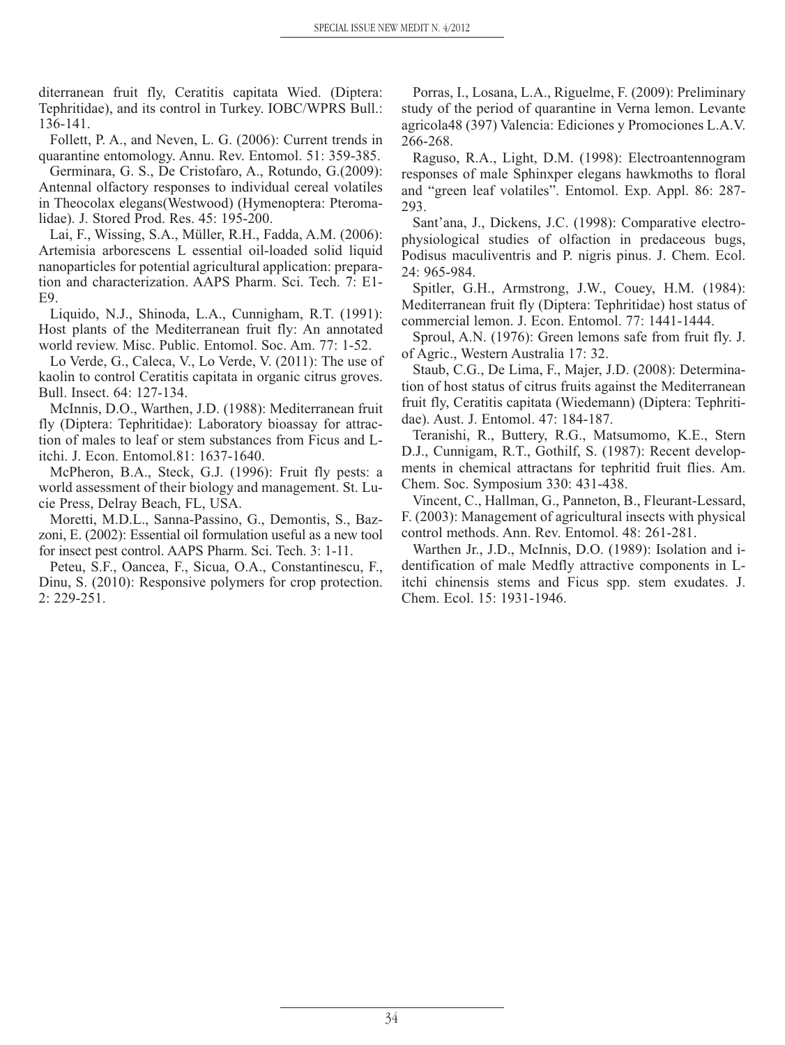diterranean fruit fly, Ceratitis capitata Wied. (Diptera: Tephritidae), and its control in Turkey. IOBC/WPRS Bull.: 136-141.

Follett, P. A., and Neven, L. G. (2006): Current trends in quarantine entomology. Annu. Rev. Entomol. 51: 359-385.

Germinara, G. S., De Cristofaro, A., Rotundo, G.(2009): Antennal olfactory responses to individual cereal volatiles in Theocolax elegans(Westwood) (Hymenoptera: Pteromalidae). J. Stored Prod. Res. 45: 195-200.

Lai, F., Wissing, S.A., Müller, R.H., Fadda, A.M. (2006): Artemisia arborescens L essential oil-loaded solid liquid nanoparticles for potential agricultural application: preparation and characterization. AAPS Pharm. Sci. Tech. 7: E1-E9.

Liquido, N.J., Shinoda, L.A., Cunnigham, R.T. (1991): Host plants of the Mediterranean fruit fly: An annotated world review. Misc. Public. Entomol. Soc. Am. 77: 1-52.

Lo Verde, G., Caleca, V., Lo Verde, V. (2011): The use of kaolin to control Ceratitis capitata in organic citrus groves. Bull. Insect. 64: 127-134.

McInnis, D.O., Warthen, J.D. (1988): Mediterranean fruit fly (Diptera: Tephritidae): Laboratory bioassay for attraction of males to leaf or stem substances from Ficus and L-itchi. J. Econ. Entomol.81: 1637-1640.

McPheron, B.A., Steck, G.J. (1996): Fruit fly pests: a world assessment of their biology and management. St. Lucie Press, Delray Beach, FL, USA.

Moretti, M.D.L., Sanna-Passino, G., Demontis, S., Bazzoni, E. (2002): Essential oil formulation useful as a new tool for insect pest control. AAPS Pharm. Sci. Tech. 3: 1-11.

Peteu, S.F., Oancea, F., Sicua, O.A., Constantinescu, F., Dinu, S. (2010): Responsive polymers for crop protection. 2: 229-251.

Porras, I., Losana, L.A., Riguelme, F. (2009): Preliminary study of the period of quarantine in Verna lemon. Levante agricola48 (397) Valencia: Ediciones y Promociones L.A.V. 266-268.

Raguso, R.A., Light, D.M. (1998): Electroantennogram responses of male Sphinxper elegans hawkmoths to floral and "green leaf volatiles". Entomol. Exp. Appl. 86: 287-293.

Sant'ana, J., Dickens, J.C. (1998): Comparative electrophysiological studies of olfaction in predaceous bugs, Podisus maculiventris and P. nigris pinus. J. Chem. Ecol. 24: 965-984.

Spitler, G.H., Armstrong, J.W., Couey, H.M. (1984): Mediterranean fruit fly (Diptera: Tephritidae) host status of commercial lemon. J. Econ. Entomol. 77: 1441-1444.

Sproul, A.N. (1976): Green lemons safe from fruit fly. J. of Agric., Western Australia 17: 32.

Staub, C.G., De Lima, F., Majer, J.D. (2008): Determination of host status of citrus fruits against the Mediterranean fruit fly, Ceratitis capitata (Wiedemann) (Diptera: Tephritidae). Aust. J. Entomol. 47: 184-187.

Teranishi, R., Buttery, R.G., Matsumomo, K.E., Stern D.J., Cunnigam, R.T., Gothilf, S. (1987): Recent developments in chemical attractans for tephritid fruit flies. Am. Chem. Soc. Symposium 330: 431-438.

Vincent, C., Hallman, G., Panneton, B., Fleurant-Lessard, F. (2003): Management of agricultural insects with physical control methods. Ann. Rev. Entomol. 48: 261-281.

Warthen Jr., J.D., McInnis, D.O. (1989): Isolation and identification of male Medfly attractive components in L-itchi chinensis stems and Ficus spp. stem exudates. J. Chem. Ecol. 15: 1931-1946.